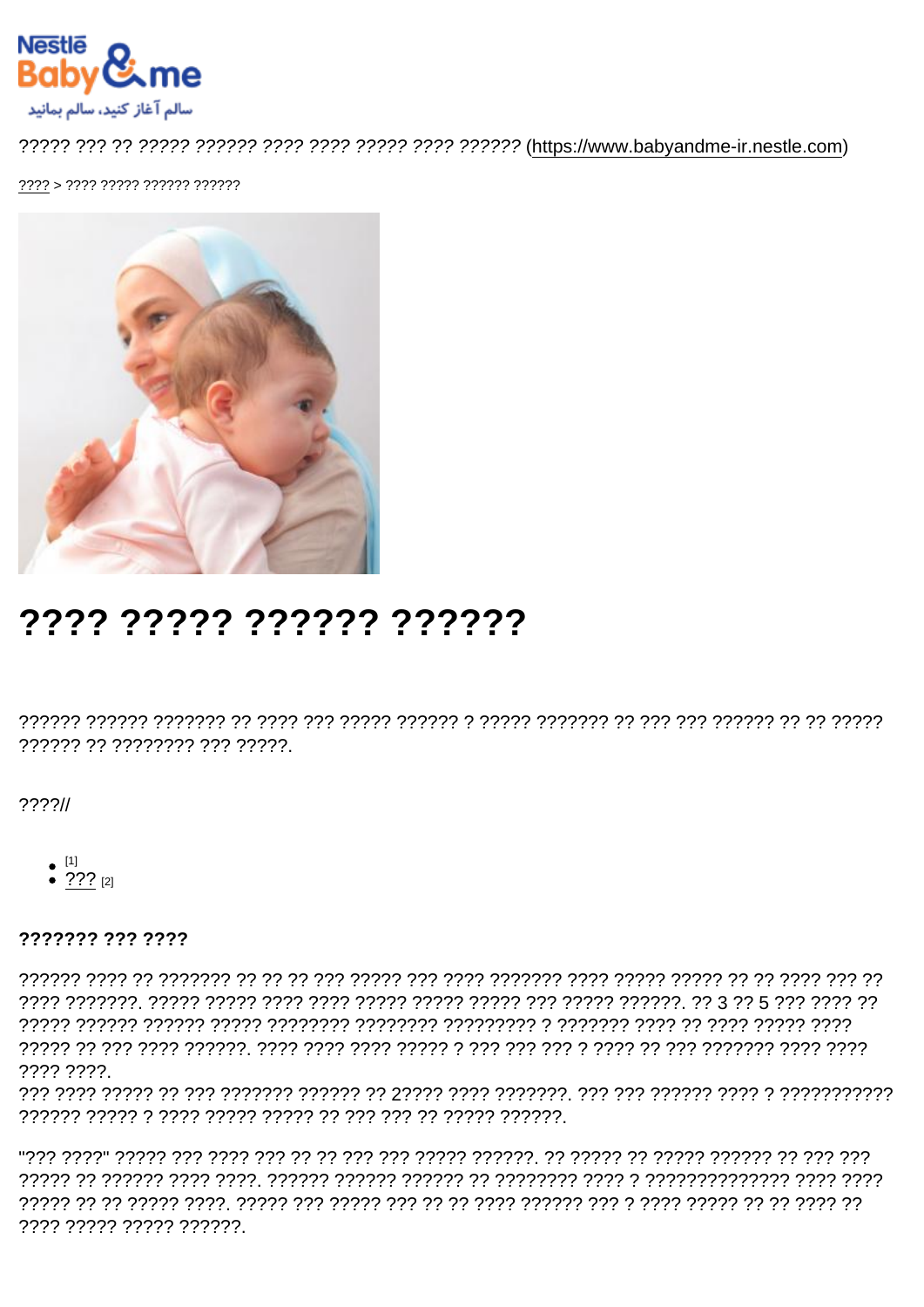Nestlé Baby & me

سالم آغاز کنید، سالم بمانید

????? ??? ?? ????? ?????? ???? ???? ????? ???? ?????? (https://www.babyandme-ir.nestle.com)

???? > ???? ????? ?????? ??????

# ???? ????? ?????? ??????

?????? ?????? ??????? ?? ???? ??? ????? ?????? ? ????? ??????? ?? ??? ??? ?????? ?? ?? ????? ?????? ?? ???????? ??? ?????.

????//

- [1]
- ??? [2]

### ??????? ??? ????

?????? ???? ?? ??????? ?? ?? ?? ??? ????? ??? ???? ??????? ???? ????? ????? ?? ?? ???? ??? ?? ???? ???????. ????? ????? ???? ???? ????? ????? ????? ??? ????? ??????. ?? 3 ?? 5 ??? ???? ?? ????? ?????? ?????? ????? ???????? ???????? ????????? ? ??????? ???? ?? ???? ????? ???? ????? ?? ??? ???? ??????. ???? ???? ???? ????? ? ??? ??? ??? ? ???? ?? ??? ??????? ???? ???? ???? ????.
??? ???? ????? ?? ??? ??????? ?????? ?? 2????? ???? ???????. ??? ??? ?????? ???? ? ??????????? ?????? ????? ? ???? ????? ????? ?? ??? ??? ?? ????? ??????.

"??? ????" ????? ??? ???? ??? ?? ?? ??? ??? ????? ??????. ?? ????? ?? ????? ?????? ?? ??? ??? ????? ?? ?????? ???? ????. ?????? ?????? ?????? ?? ???????? ???? ? ????????????? ???? ???? ????? ?? ?? ????? ????. ????? ??? ????? ??? ?? ?? ???? ?????? ??? ? ???? ????? ?? ?? ???? ?? ???? ????? ????? ??????.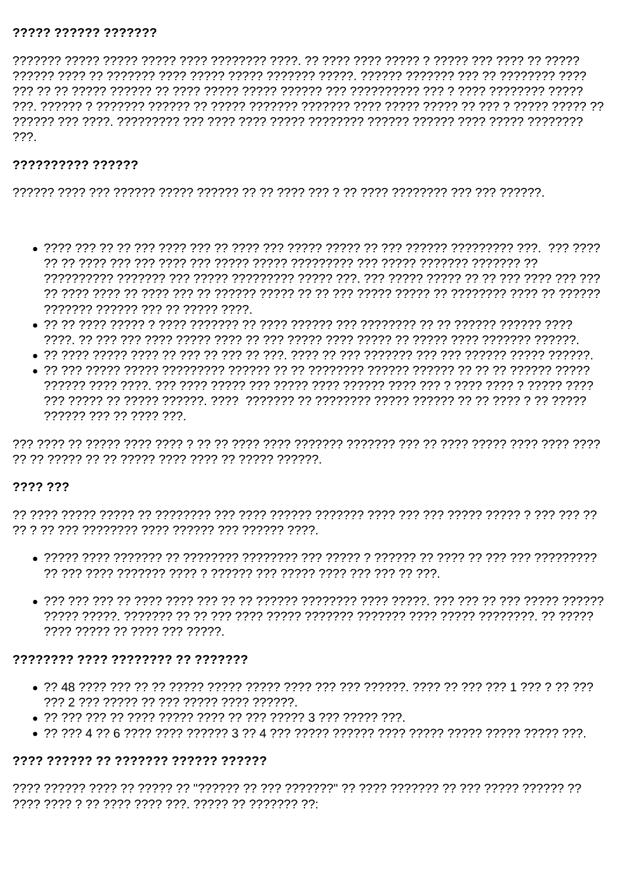**????? ?????? ???????**

??????? ????? ????? ????? ???? ???????? ????. ?? ???? ???? ????? ? ????? ??? ???? ?? ????? ?????? ???? ?? ??????? ???? ????? ????? ??????? ?????. ?????? ??????? ??? ?? ???????? ???? ??? ?? ?? ????? ?????? ?? ???? ????? ????? ?????? ??? ?????????? ??? ? ???? ???????? ????? ???. ?????? ? ??????? ?????? ?? ????? ??????? ??????? ???? ????? ????? ?? ??? ? ????? ????? ?? ?????? ??? ????. ????????? ??? ???? ???? ????? ???????? ?????? ?????? ???? ????? ???????? ???.

**?????????? ??????**

?????? ???? ??? ?????? ????? ?????? ?? ?? ???? ??? ? ?? ???? ???????? ??? ??? ??????.

- ???? ??? ?? ?? ??? ???? ??? ?? ???? ??? ????? ????? ?? ??? ?????? ????????? ???. ??? ???? ?? ?? ???? ??? ??? ???? ??? ????? ????? ????????? ??? ????? ??????? ??????? ?? ?????????? ??????? ??? ????? ????????? ????? ???. ??? ????? ????? ?? ?? ??? ???? ??? ??? ?? ???? ???? ?? ???? ??? ?? ?????? ????? ?? ?? ??? ????? ????? ?? ???????? ???? ?? ?????? ??????? ?????? ??? ?? ????? ????.
- ?? ?? ???? ????? ? ???? ??????? ?? ???? ?????? ??? ???????? ?? ?? ?????? ?????? ???? ????. ?? ??? ??? ???? ????? ???? ?? ??? ????? ???? ????? ?? ????? ???? ??????? ??????.
- ?? ???? ????? ???? ?? ??? ?? ??? ?? ???. ???? ?? ??? ??????? ??? ??? ?????? ????? ??????.
- ?? ??? ????? ????? ????????? ?????? ?? ?? ???????? ?????? ?????? ?? ?? ?? ?????? ????? ?????? ???? ????. ??? ???? ????? ??? ????? ???? ?????? ???? ??? ? ???? ???? ? ????? ???? ??? ????? ?? ????? ??????. ???? ??????? ?? ???????? ????? ?????? ?? ?? ???? ? ?? ????? ?????? ??? ?? ???? ???.

??? ???? ?? ????? ???? ???? ? ?? ?? ???? ???? ??????? ??????? ??? ?? ???? ????? ???? ???? ???? ?? ?? ????? ?? ?? ????? ???? ???? ?? ????? ??????.

**???? ???**

?? ???? ????? ????? ?? ???????? ??? ???? ?????? ??????? ???? ??? ??? ????? ????? ? ??? ??? ?? ?? ? ?? ??? ???????? ???? ?????? ??? ?????? ????.

- ????? ???? ??????? ?? ???????? ???????? ??? ????? ? ?????? ?? ???? ?? ??? ??? ????????? ?? ??? ???? ??????? ???? ? ?????? ??? ????? ???? ??? ??? ?? ???.
- ??? ??? ??? ?? ???? ???? ??? ?? ?? ?????? ???????? ???? ?????. ??? ??? ?? ??? ????? ?????? ????? ?????. ??????? ?? ?? ??? ???? ????? ??????? ??????? ???? ????? ????????. ?? ????? ???? ????? ?? ???? ??? ?????.

**???????? ???? ???????? ?? ???????**

- ?? 48 ???? ??? ?? ?? ????? ????? ????? ???? ??? ??? ??????. ???? ?? ??? ??? 1 ??? ? ?? ??? ??? 2 ??? ????? ?? ??? ????? ???? ??????.
- ?? ??? ??? ?? ???? ????? ???? ?? ??? ????? 3 ??? ????? ???.
- ?? ??? 4 ?? 6 ???? ???? ?????? 3 ?? 4 ??? ????? ?????? ???? ????? ????? ????? ????? ???.

**???? ?????? ?? ??????? ?????? ??????**

???? ?????? ???? ?? ????? ?? "?????? ?? ??? ???????" ?? ???? ??????? ?? ??? ????? ?????? ?? ???? ???? ? ?? ???? ???? ???. ????? ?? ??????? ??: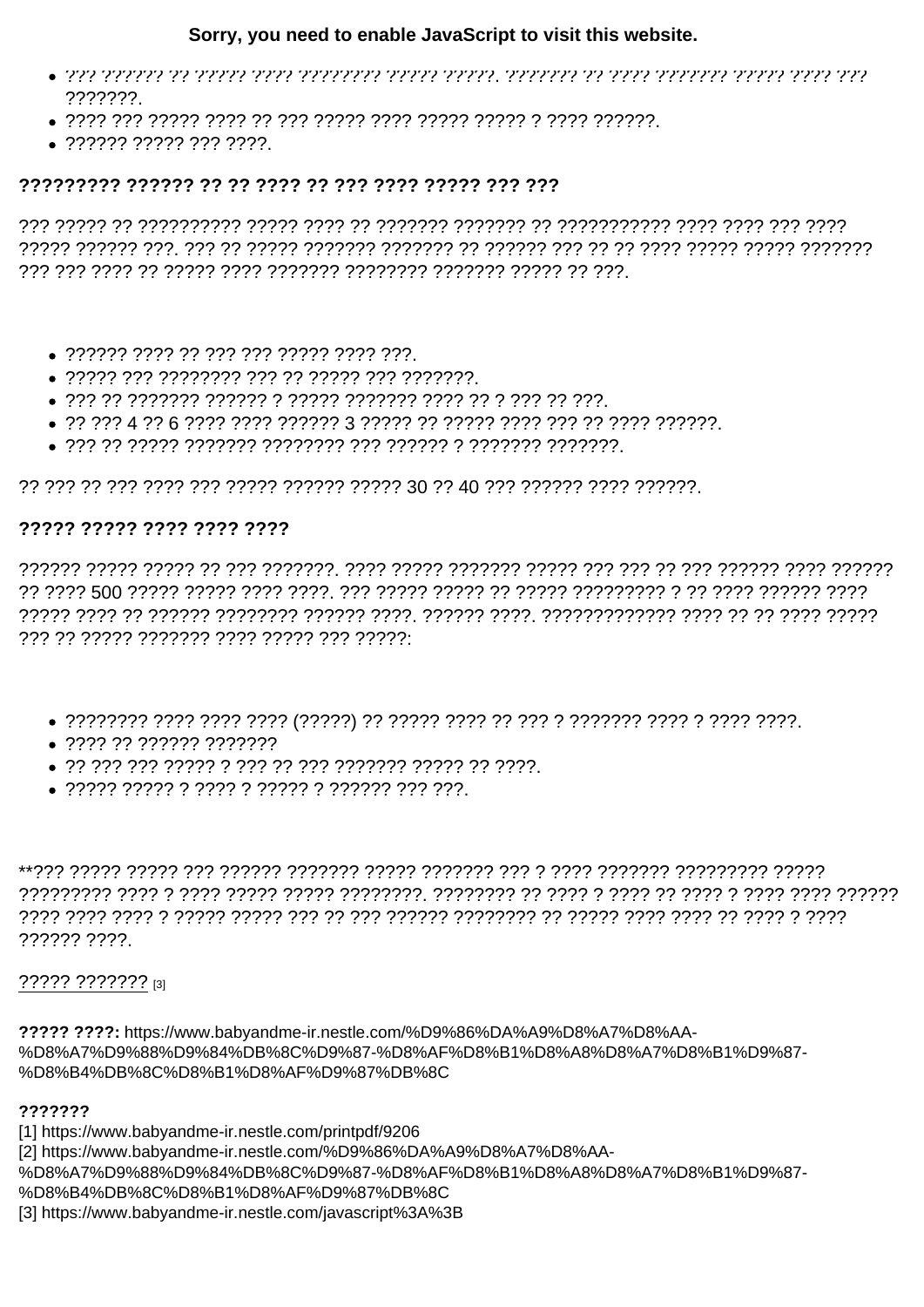**Sorry, you need to enable JavaScript to visit this website.**

- ??? ?????? ?? ????? ???? ???????? ????? ?????. ??????? ?? ???? ??????? ????? ???? ??? ???????.
- ???? ??? ????? ???? ?? ??? ????? ???? ????? ????? ? ???? ??????.
- ?????? ????? ??? ????.

### ????????? ?????? ?? ?? ???? ?? ??? ???? ????? ??? ???

??? ????? ?? ?????????? ????? ???? ?? ??????? ??????? ?? ??????????? ???? ???? ??? ???? ????? ?????? ???. ??? ?? ????? ??????? ??????? ?? ?????? ??? ?? ?? ???? ????? ????? ??????? ??? ??? ???? ?? ????? ???? ??????? ???????? ??????? ????? ?? ???.

- ?????? ???? ?? ??? ??? ????? ???? ???.
- ????? ??? ???????? ??? ?? ????? ??? ???????.
- ??? ?? ??????? ?????? ? ????? ??????? ???? ?? ? ??? ?? ???.
- ?? ??? 4 ?? 6 ???? ???? ?????? 3 ????? ?? ????? ???? ??? ?? ???? ??????.
- ??? ?? ????? ??????? ???????? ??? ?????? ? ??????? ???????.

?? ??? ?? ??? ???? ??? ????? ?????? ????? 30 ?? 40 ??? ?????? ???? ??????.

### ????? ????? ???? ???? ????

?????? ????? ????? ?? ??? ???????. ???? ????? ??????? ????? ??? ??? ?? ??? ?????? ???? ?????? ?? ???? 500 ????? ????? ???? ????. ??? ????? ????? ?? ????? ????????? ? ?? ???? ?????? ???? ????? ???? ?? ?????? ???????? ?????? ????. ?????? ????. ???????????? ???? ?? ?? ???? ????? ??? ?? ????? ??????? ???? ????? ??? ?????:

- ???????? ???? ???? ???? (?????) ?? ????? ???? ?? ??? ? ??????? ???? ? ???? ????.
- ???? ?? ?????? ???????
- ?? ??? ??? ????? ? ??? ?? ??? ??????? ????? ?? ????.
- ????? ????? ? ???? ? ????? ? ?????? ??? ???.

**??? ????? ????? ??? ?????? ??????? ????? ??????? ??? ? ???? ??????? ????????? ????? ????????? ???? ? ???? ????? ????? ????????. ???????? ?? ???? ? ???? ?? ???? ? ???? ???? ?????? ???? ???? ???? ? ????? ????? ??? ?? ??? ?????? ???????? ?? ????? ???? ???? ?? ???? ? ???? ?????? ????.

????? ??????? [3]

**????? ????:** https://www.babyandme-ir.nestle.com/%D9%86%DA%A9%D8%A7%D8%AA-%D8%A7%D9%88%D9%84%DB%8C%D9%87-%D8%AF%D8%B1%D8%A8%D8%A7%D8%B1%D9%87-%D8%B4%DB%8C%D8%B1%D8%AF%D9%87%DB%8C

**???????**

[1] https://www.babyandme-ir.nestle.com/printpdf/9206
[2] https://www.babyandme-ir.nestle.com/%D9%86%DA%A9%D8%A7%D8%AA-%D8%A7%D9%88%D9%84%DB%8C%D9%87-%D8%AF%D8%B1%D8%A8%D8%A7%D8%B1%D9%87-%D8%B4%DB%8C%D8%B1%D8%AF%D9%87%DB%8C
[3] https://www.babyandme-ir.nestle.com/javascript%3A%3B